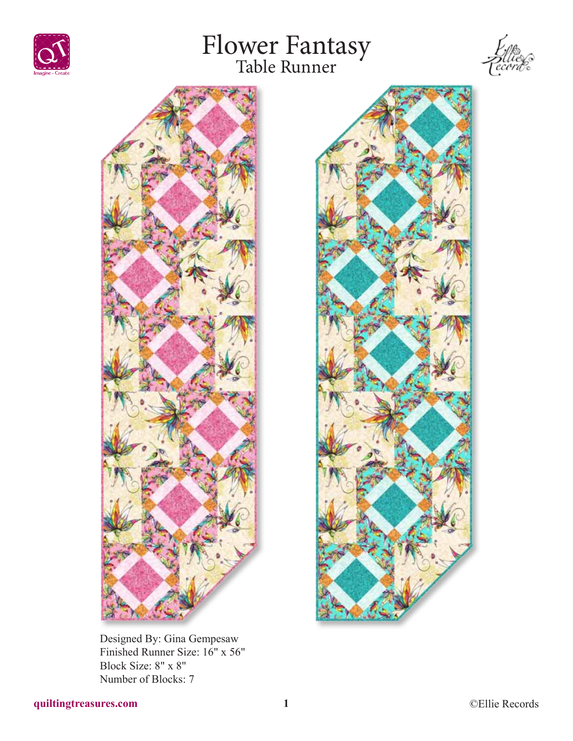# Flower Fantasy
## Table Runner

Designed By: Gina Gempesaw
Finished Runner Size: 16" x 56"
Block Size: 8" x 8"
Number of Blocks: 7

quiltingtreasures.com

©Ellie Records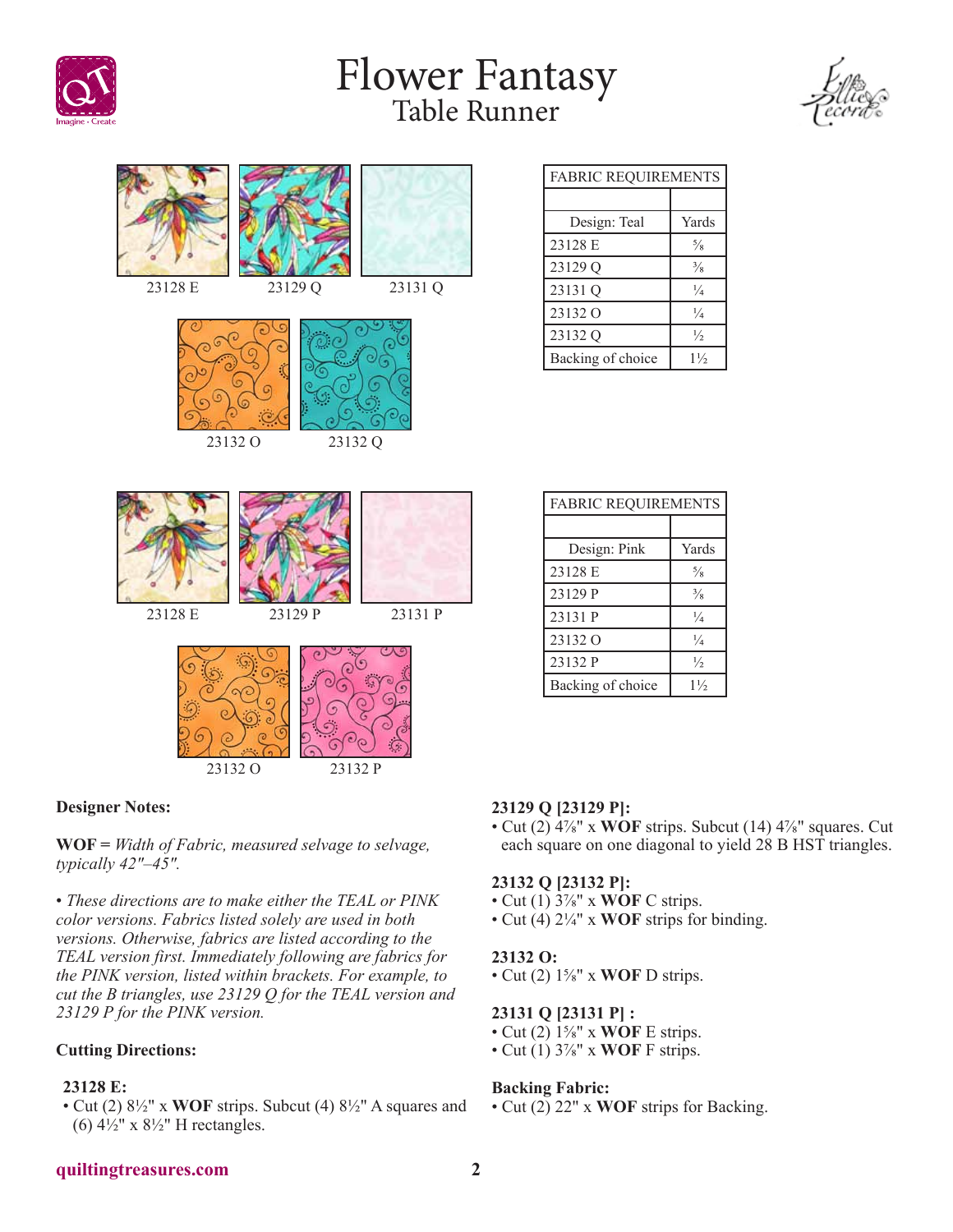# Flower Fantasy
## Table Runner

23128 E  23129 Q  23131 Q

23132 O  23132 Q

| FABRIC REQUIREMENTS | |
|---|---|
| | |
| Design: Teal | Yards |
| 23128 E | ⅝ |
| 23129 Q | ⅜ |
| 23131 Q | ¼ |
| 23132 O | ¼ |
| 23132 Q | ½ |
| Backing of choice | 1½ |

23128 E  23129 P  23131 P

23132 O  23132 P

| FABRIC REQUIREMENTS | |
|---|---|
| | |
| Design: Pink | Yards |
| 23128 E | ⅝ |
| 23129 P | ⅜ |
| 23131 P | ¼ |
| 23132 O | ¼ |
| 23132 P | ½ |
| Backing of choice | 1½ |

**Designer Notes:**

**WOF =** *Width of Fabric, measured selvage to selvage, typically 42"–45".*

*• These directions are to make either the TEAL or PINK color versions. Fabrics listed solely are used in both versions. Otherwise, fabrics are listed according to the TEAL version first. Immediately following are fabrics for the PINK version, listed within brackets. For example, to cut the B triangles, use 23129 Q for the TEAL version and 23129 P for the PINK version.*

**Cutting Directions:**

**23128 E:**
- Cut (2) 8½" x **WOF** strips. Subcut (4) 8½" A squares and (6) 4½" x 8½" H rectangles.

**23129 Q [23129 P]:**
- Cut (2) 4⅞" x **WOF** strips. Subcut (14) 4⅞" squares. Cut each square on one diagonal to yield 28 B HST triangles.

**23132 Q [23132 P]:**
- Cut (1) 3⅞" x **WOF** C strips.
- Cut (4) 2¼" x **WOF** strips for binding.

**23132 O:**
- Cut (2) 1⅝" x **WOF** D strips.

**23131 Q [23131 P] :**
- Cut (2) 1⅝" x **WOF** E strips.
- Cut (1) 3⅞" x **WOF** F strips.

**Backing Fabric:**
- Cut (2) 22" x **WOF** strips for Backing.

quiltingtreasures.com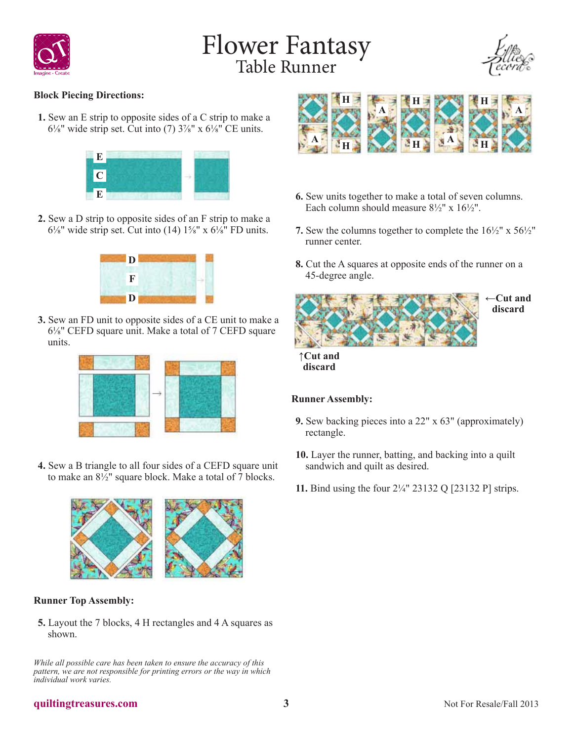# Flower Fantasy
## Table Runner

### Block Piecing Directions:

1. Sew an E strip to opposite sides of a C strip to make a 6⅛" wide strip set. Cut into (7) 3⅞" x 6⅛" CE units.

E
C
E

2. Sew a D strip to opposite sides of an F strip to make a 6⅛" wide strip set. Cut into (14) 1⅝" x 6⅛" FD units.

D
F
D

3. Sew an FD unit to opposite sides of a CE unit to make a 6⅛" CEFD square unit. Make a total of 7 CEFD square units.

4. Sew a B triangle to all four sides of a CEFD square unit to make an 8½" square block. Make a total of 7 blocks.

### Runner Top Assembly:

5. Layout the 7 blocks, 4 H rectangles and 4 A squares as shown.

H A H H A H A H A H A

6. Sew units together to make a total of seven columns. Each column should measure 8½" x 16½".

7. Sew the columns together to complete the 16½" x 56½" runner center.

8. Cut the A squares at opposite ends of the runner on a 45-degree angle.

←Cut and discard

↑Cut and discard

### Runner Assembly:

9. Sew backing pieces into a 22" x 63" (approximately) rectangle.

10. Layer the runner, batting, and backing into a quilt sandwich and quilt as desired.

11. Bind using the four 2¼" 23132 Q [23132 P] strips.

*While all possible care has been taken to ensure the accuracy of this pattern, we are not responsible for printing errors or the way in which individual work varies.*

quiltingtreasures.com

Not For Resale/Fall 2013